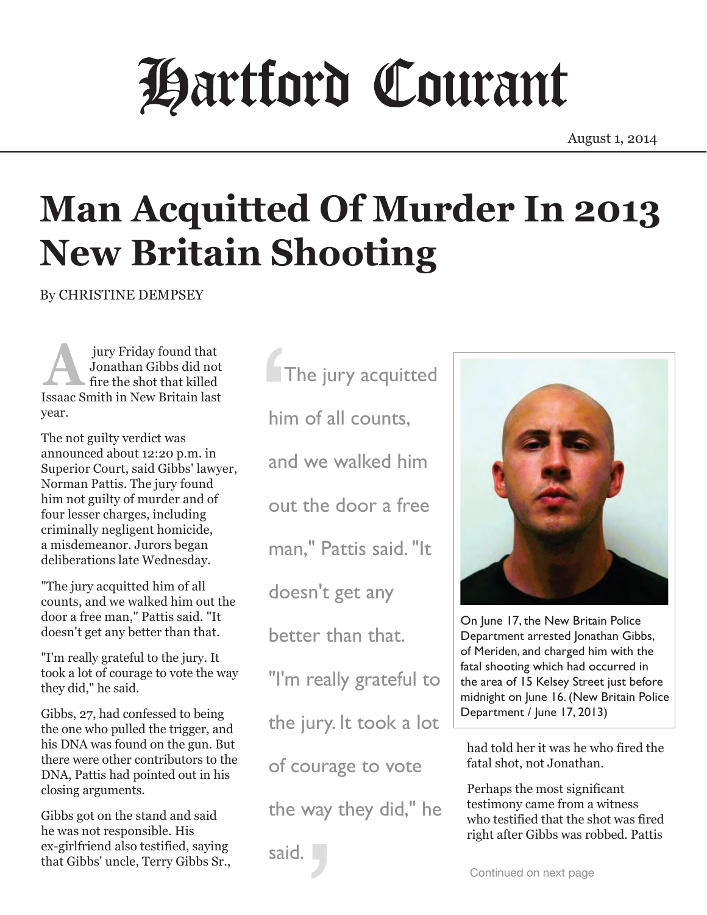# Hartford Courant

August 1, 2014

# Man Acquitted Of Murder In 2013 New Britain Shooting

By CHRISTINE DEMPSEY

A jury Friday found that Jonathan Gibbs did not fire the shot that killed Issaac Smith in New Britain last year.

The not guilty verdict was announced about 12:20 p.m. in Superior Court, said Gibbs' lawyer, Norman Pattis. The jury found him not guilty of murder and of four lesser charges, including criminally negligent homicide, a misdemeanor. Jurors began deliberations late Wednesday.

"The jury acquitted him of all counts, and we walked him out the door a free man," Pattis said. "It doesn't get any better than that.

"I'm really grateful to the jury. It took a lot of courage to vote the way they did," he said.

Gibbs, 27, had confessed to being the one who pulled the trigger, and his DNA was found on the gun. But there were other contributors to the DNA, Pattis had pointed out in his closing arguments.

Gibbs got on the stand and said he was not responsible. His ex-girlfriend also testified, saying that Gibbs' uncle, Terry Gibbs Sr., had told her it was he who fired the fatal shot, not Jonathan.

> "The jury acquitted him of all counts, and we walked him out the door a free man," Pattis said. "It doesn't get any better than that.
>
> "I'm really grateful to the jury. It took a lot of courage to vote the way they did," he said.

On June 17, the New Britain Police Department arrested Jonathan Gibbs, of Meriden, and charged him with the fatal shooting which had occurred in the area of 15 Kelsey Street just before midnight on June 16. (New Britain Police Department / June 17, 2013)

Perhaps the most significant testimony came from a witness who testified that the shot was fired right after Gibbs was robbed. Pattis

Continued on next page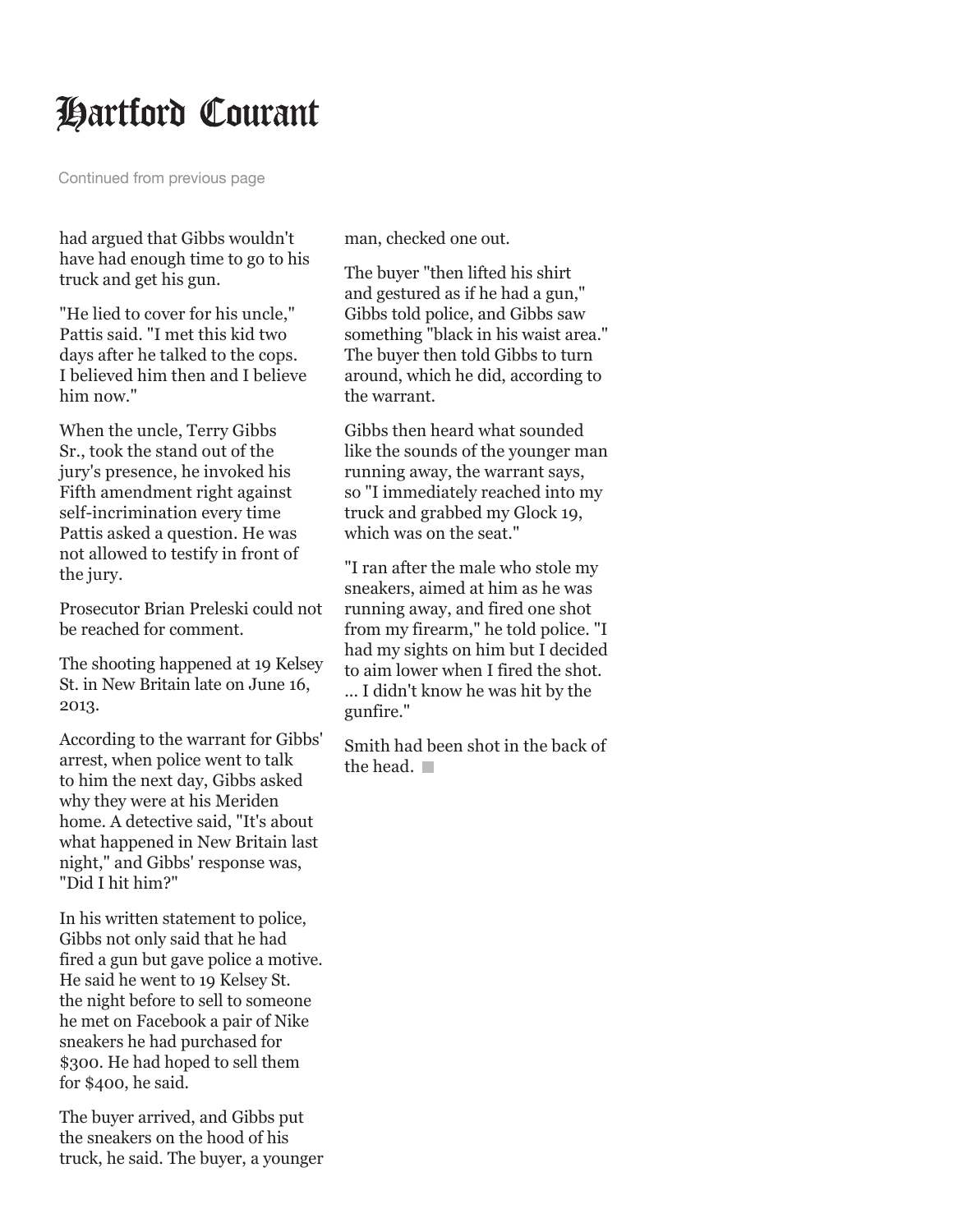Continued from previous page

had argued that Gibbs wouldn't have had enough time to go to his truck and get his gun.

"He lied to cover for his uncle," Pattis said. "I met this kid two days after he talked to the cops. I believed him then and I believe him now."

When the uncle, Terry Gibbs Sr., took the stand out of the jury's presence, he invoked his Fifth amendment right against self-incrimination every time Pattis asked a question. He was not allowed to testify in front of the jury.

Prosecutor Brian Preleski could not be reached for comment.

The shooting happened at 19 Kelsey St. in New Britain late on June 16, 2013.

According to the warrant for Gibbs' arrest, when police went to talk to him the next day, Gibbs asked why they were at his Meriden home. A detective said, "It's about what happened in New Britain last night," and Gibbs' response was, "Did I hit him?"

In his written statement to police, Gibbs not only said that he had fired a gun but gave police a motive. He said he went to 19 Kelsey St. the night before to sell to someone he met on Facebook a pair of Nike sneakers he had purchased for $300. He had hoped to sell them for $400, he said.

The buyer arrived, and Gibbs put the sneakers on the hood of his truck, he said. The buyer, a younger man, checked one out.

The buyer "then lifted his shirt and gestured as if he had a gun," Gibbs told police, and Gibbs saw something "black in his waist area." The buyer then told Gibbs to turn around, which he did, according to the warrant.

Gibbs then heard what sounded like the sounds of the younger man running away, the warrant says, so "I immediately reached into my truck and grabbed my Glock 19, which was on the seat."

"I ran after the male who stole my sneakers, aimed at him as he was running away, and fired one shot from my firearm," he told police. "I had my sights on him but I decided to aim lower when I fired the shot. ... I didn't know he was hit by the gunfire."

Smith had been shot in the back of the head.